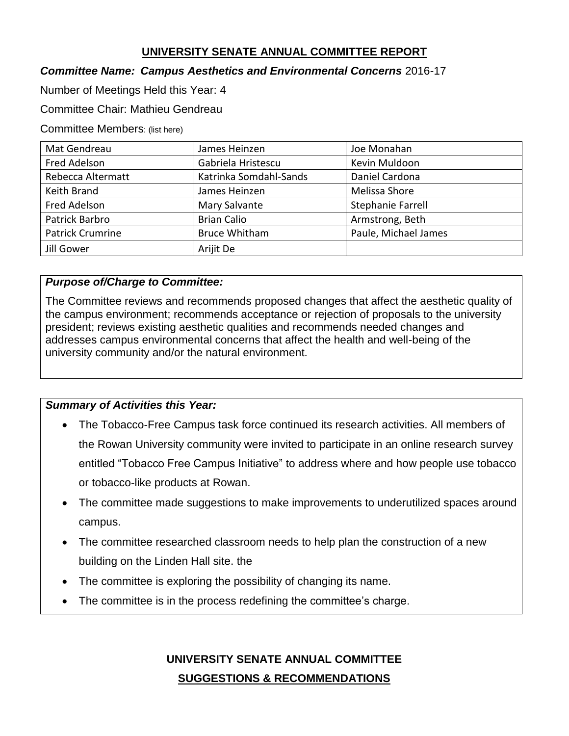## UNIVERSITY SENATE ANNUAL COMMITTEE REPORT

***Committee Name: Campus Aesthetics and Environmental Concerns*** 2016-17

Number of Meetings Held this Year: 4

Committee Chair: Mathieu Gendreau

Committee Members: (list here)

| Mat Gendreau | James Heinzen | Joe Monahan |
|---|---|---|
| Fred Adelson | Gabriela Hristescu | Kevin Muldoon |
| Rebecca Altermatt | Katrinka Somdahl-Sands | Daniel Cardona |
| Keith Brand | James Heinzen | Melissa Shore |
| Fred Adelson | Mary Salvante | Stephanie Farrell |
| Patrick Barbro | Brian Calio | Armstrong, Beth |
| Patrick Crumrine | Bruce Whitham | Paule, Michael James |
| Jill Gower | Arijit De | |

***Purpose of/Charge to Committee:***

The Committee reviews and recommends proposed changes that affect the aesthetic quality of the campus environment; recommends acceptance or rejection of proposals to the university president; reviews existing aesthetic qualities and recommends needed changes and addresses campus environmental concerns that affect the health and well-being of the university community and/or the natural environment.

***Summary of Activities this Year:***

- The Tobacco-Free Campus task force continued its research activities. All members of the Rowan University community were invited to participate in an online research survey entitled "Tobacco Free Campus Initiative" to address where and how people use tobacco or tobacco-like products at Rowan.
- The committee made suggestions to make improvements to underutilized spaces around campus.
- The committee researched classroom needs to help plan the construction of a new building on the Linden Hall site. the
- The committee is exploring the possibility of changing its name.
- The committee is in the process redefining the committee's charge.

## UNIVERSITY SENATE ANNUAL COMMITTEE

## SUGGESTIONS & RECOMMENDATIONS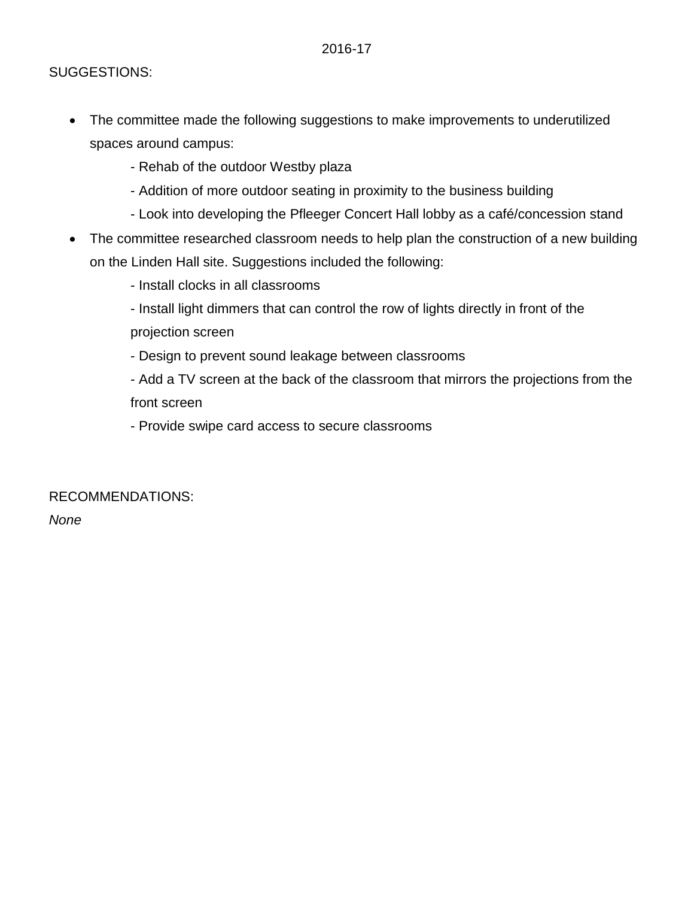2016-17

SUGGESTIONS:

- The committee made the following suggestions to make improvements to underutilized spaces around campus:
  - Rehab of the outdoor Westby plaza
  - Addition of more outdoor seating in proximity to the business building
  - Look into developing the Pfleeger Concert Hall lobby as a café/concession stand
- The committee researched classroom needs to help plan the construction of a new building on the Linden Hall site. Suggestions included the following:
  - Install clocks in all classrooms
  - Install light dimmers that can control the row of lights directly in front of the projection screen
  - Design to prevent sound leakage between classrooms
  - Add a TV screen at the back of the classroom that mirrors the projections from the front screen
  - Provide swipe card access to secure classrooms

RECOMMENDATIONS:

*None*